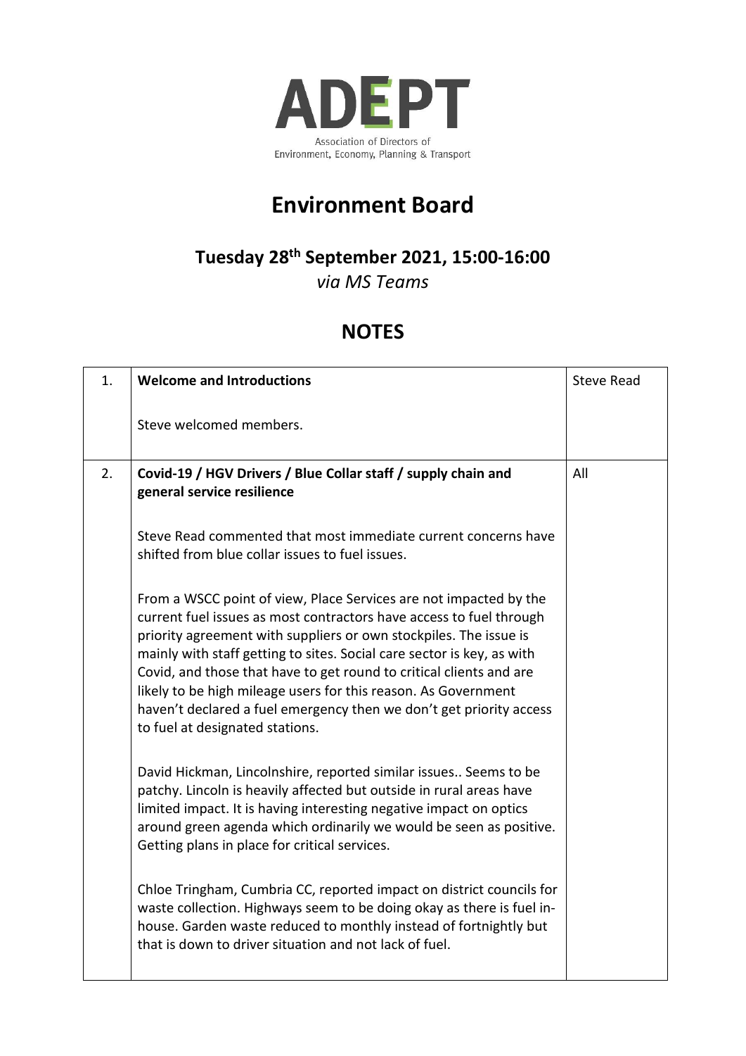ADEPT

Association of Directors of Environment, Economy, Planning & Transport

# Environment Board

## Tuesday 28th September 2021, 15:00-16:00

*via MS Teams*

## NOTES

| | | |
|---|---|---|
| 1. | **Welcome and Introductions**<br><br>Steve welcomed members. | Steve Read |
| 2. | **Covid-19 / HGV Drivers / Blue Collar staff / supply chain and general service resilience**<br><br>Steve Read commented that most immediate current concerns have shifted from blue collar issues to fuel issues.<br><br>From a WSCC point of view, Place Services are not impacted by the current fuel issues as most contractors have access to fuel through priority agreement with suppliers or own stockpiles. The issue is mainly with staff getting to sites. Social care sector is key, as with Covid, and those that have to get round to critical clients and are likely to be high mileage users for this reason. As Government haven't declared a fuel emergency then we don't get priority access to fuel at designated stations.<br><br>David Hickman, Lincolnshire, reported similar issues.. Seems to be patchy. Lincoln is heavily affected but outside in rural areas have limited impact. It is having interesting negative impact on optics around green agenda which ordinarily we would be seen as positive. Getting plans in place for critical services.<br><br>Chloe Tringham, Cumbria CC, reported impact on district councils for waste collection. Highways seem to be doing okay as there is fuel in-house. Garden waste reduced to monthly instead of fortnightly but that is down to driver situation and not lack of fuel. | All |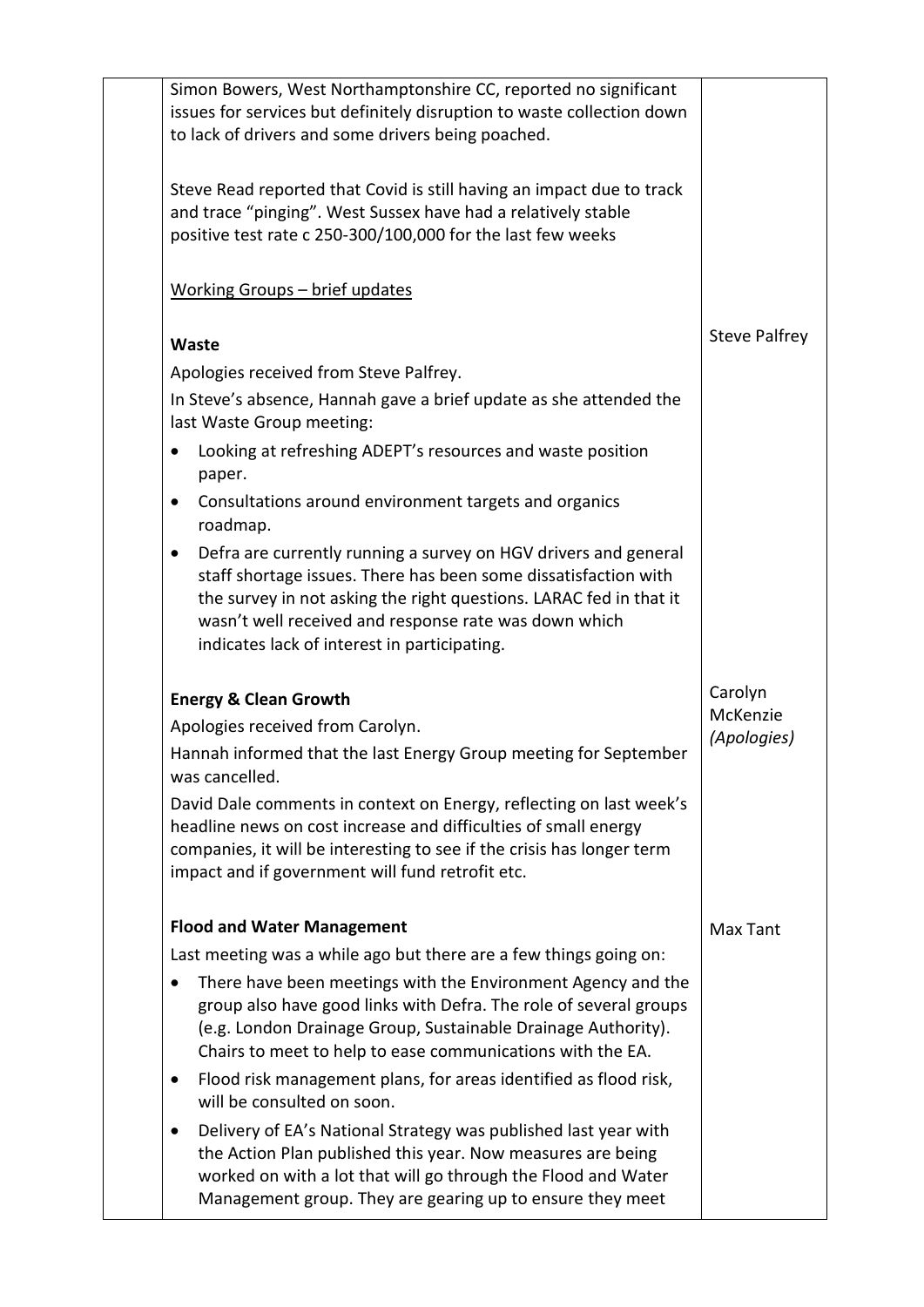| | | |
|---|---|---|
| | Simon Bowers, West Northamptonshire CC, reported no significant issues for services but definitely disruption to waste collection down to lack of drivers and some drivers being poached.<br><br>Steve Read reported that Covid is still having an impact due to track and trace "pinging". West Sussex have had a relatively stable positive test rate c 250-300/100,000 for the last few weeks<br><br><u>Working Groups – brief updates</u> | |
| | **Waste**<br>Apologies received from Steve Palfrey.<br>In Steve's absence, Hannah gave a brief update as she attended the last Waste Group meeting:<br>• Looking at refreshing ADEPT's resources and waste position paper.<br>• Consultations around environment targets and organics roadmap.<br>• Defra are currently running a survey on HGV drivers and general staff shortage issues. There has been some dissatisfaction with the survey in not asking the right questions. LARAC fed in that it wasn't well received and response rate was down which indicates lack of interest in participating. | Steve Palfrey |
| | **Energy & Clean Growth**<br>Apologies received from Carolyn.<br>Hannah informed that the last Energy Group meeting for September was cancelled.<br>David Dale comments in context on Energy, reflecting on last week's headline news on cost increase and difficulties of small energy companies, it will be interesting to see if the crisis has longer term impact and if government will fund retrofit etc. | Carolyn McKenzie *(Apologies)* |
| | **Flood and Water Management**<br>Last meeting was a while ago but there are a few things going on:<br>• There have been meetings with the Environment Agency and the group also have good links with Defra. The role of several groups (e.g. London Drainage Group, Sustainable Drainage Authority). Chairs to meet to help to ease communications with the EA.<br>• Flood risk management plans, for areas identified as flood risk, will be consulted on soon.<br>• Delivery of EA's National Strategy was published last year with the Action Plan published this year. Now measures are being worked on with a lot that will go through the Flood and Water Management group. They are gearing up to ensure they meet | Max Tant |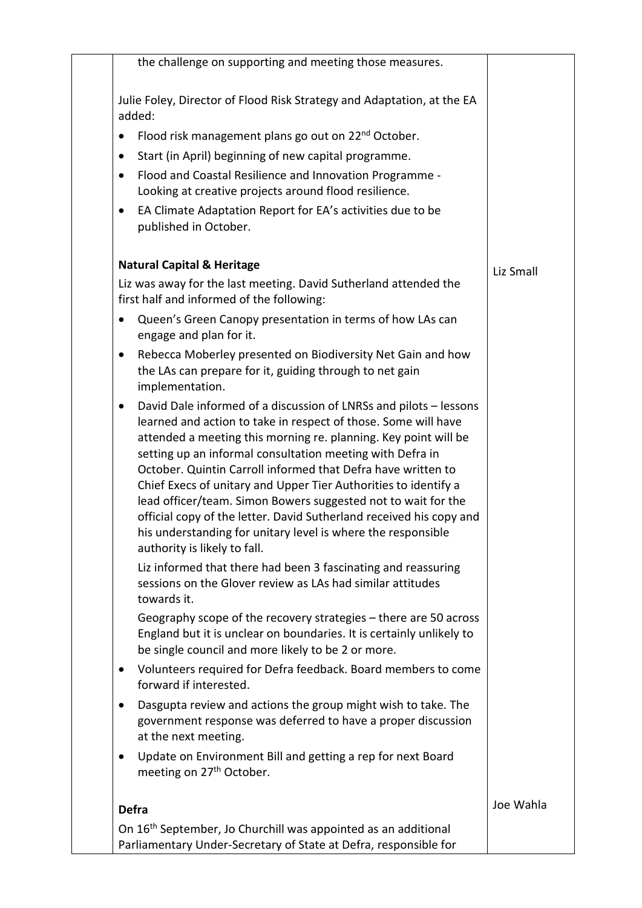| | | |
|---|---|---|
| | the challenge on supporting and meeting those measures.<br><br>Julie Foley, Director of Flood Risk Strategy and Adaptation, at the EA added:<br>• Flood risk management plans go out on 22nd October.<br>• Start (in April) beginning of new capital programme.<br>• Flood and Coastal Resilience and Innovation Programme - Looking at creative projects around flood resilience.<br>• EA Climate Adaptation Report for EA's activities due to be published in October. | |
| | **Natural Capital & Heritage**<br>Liz was away for the last meeting. David Sutherland attended the first half and informed of the following:<br>• Queen's Green Canopy presentation in terms of how LAs can engage and plan for it.<br>• Rebecca Moberley presented on Biodiversity Net Gain and how the LAs can prepare for it, guiding through to net gain implementation.<br>• David Dale informed of a discussion of LNRSs and pilots – lessons learned and action to take in respect of those. Some will have attended a meeting this morning re. planning. Key point will be setting up an informal consultation meeting with Defra in October. Quintin Carroll informed that Defra have written to Chief Execs of unitary and Upper Tier Authorities to identify a lead officer/team. Simon Bowers suggested not to wait for the official copy of the letter. David Sutherland received his copy and his understanding for unitary level is where the responsible authority is likely to fall.<br>Liz informed that there had been 3 fascinating and reassuring sessions on the Glover review as LAs had similar attitudes towards it.<br>Geography scope of the recovery strategies – there are 50 across England but it is unclear on boundaries. It is certainly unlikely to be single council and more likely to be 2 or more.<br>• Volunteers required for Defra feedback. Board members to come forward if interested.<br>• Dasgupta review and actions the group might wish to take. The government response was deferred to have a proper discussion at the next meeting.<br>• Update on Environment Bill and getting a rep for next Board meeting on 27th October. | Liz Small |
| | **Defra**<br>On 16th September, Jo Churchill was appointed as an additional Parliamentary Under-Secretary of State at Defra, responsible for | Joe Wahla |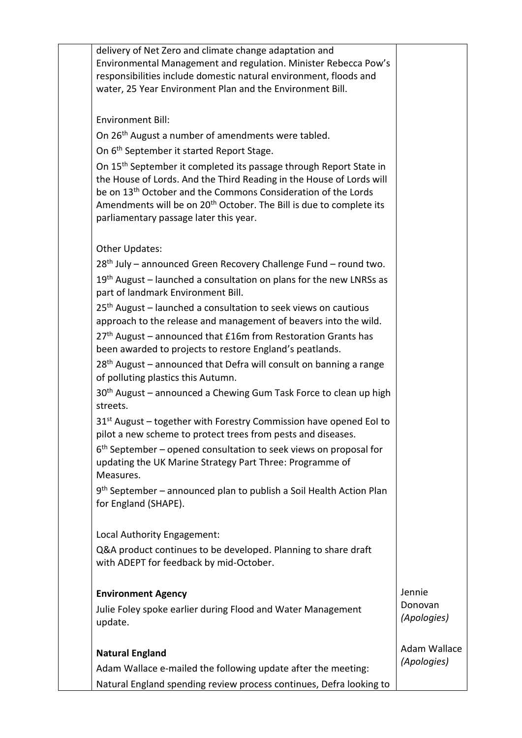| | | |
|---|---|---|
| | delivery of Net Zero and climate change adaptation and Environmental Management and regulation. Minister Rebecca Pow's responsibilities include domestic natural environment, floods and water, 25 Year Environment Plan and the Environment Bill.<br><br>Environment Bill:<br>On 26th August a number of amendments were tabled.<br>On 6th September it started Report Stage.<br>On 15th September it completed its passage through Report State in the House of Lords. And the Third Reading in the House of Lords will be on 13th October and the Commons Consideration of the Lords Amendments will be on 20th October. The Bill is due to complete its parliamentary passage later this year.<br><br>Other Updates:<br>28th July – announced Green Recovery Challenge Fund – round two.<br>19th August – launched a consultation on plans for the new LNRSs as part of landmark Environment Bill.<br>25th August – launched a consultation to seek views on cautious approach to the release and management of beavers into the wild.<br>27th August – announced that £16m from Restoration Grants has been awarded to projects to restore England's peatlands.<br>28th August – announced that Defra will consult on banning a range of polluting plastics this Autumn.<br>30th August – announced a Chewing Gum Task Force to clean up high streets.<br>31st August – together with Forestry Commission have opened EoI to pilot a new scheme to protect trees from pests and diseases.<br>6th September – opened consultation to seek views on proposal for updating the UK Marine Strategy Part Three: Programme of Measures.<br>9th September – announced plan to publish a Soil Health Action Plan for England (SHAPE).<br><br>Local Authority Engagement:<br>Q&A product continues to be developed. Planning to share draft with ADEPT for feedback by mid-October. | |
| | **Environment Agency**<br>Julie Foley spoke earlier during Flood and Water Management update. | Jennie Donovan *(Apologies)* |
| | **Natural England**<br>Adam Wallace e-mailed the following update after the meeting:<br>Natural England spending review process continues, Defra looking to | Adam Wallace *(Apologies)* |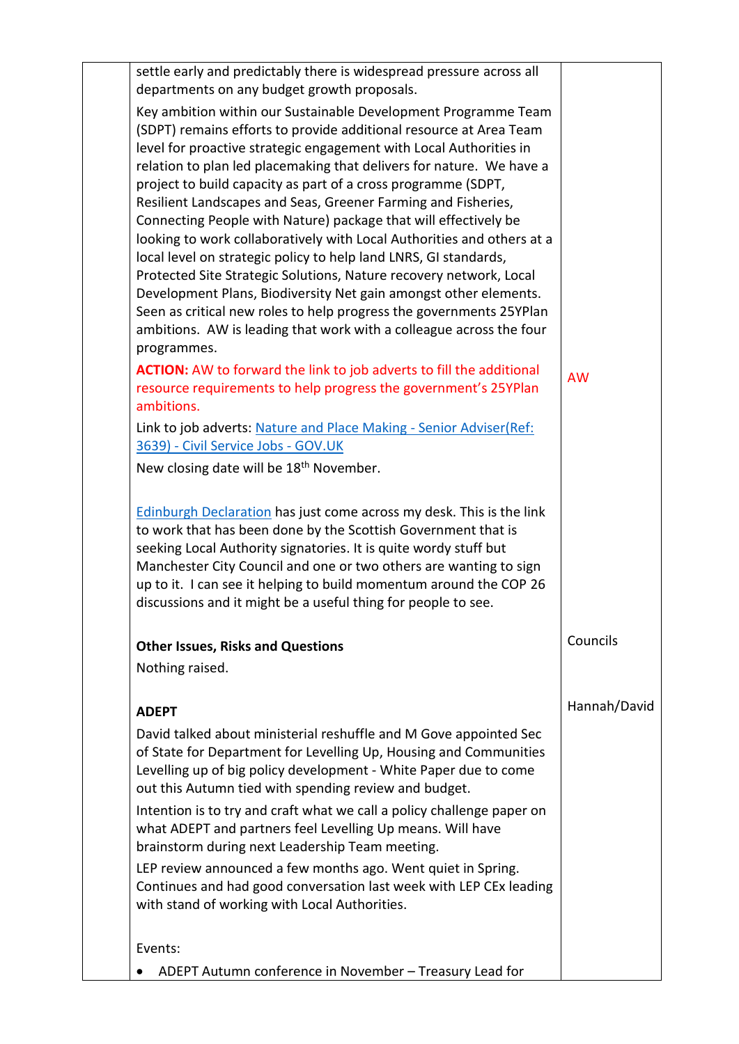| | | |
|---|---|---|
| | settle early and predictably there is widespread pressure across all departments on any budget growth proposals.<br><br>Key ambition within our Sustainable Development Programme Team (SDPT) remains efforts to provide additional resource at Area Team level for proactive strategic engagement with Local Authorities in relation to plan led placemaking that delivers for nature. We have a project to build capacity as part of a cross programme (SDPT, Resilient Landscapes and Seas, Greener Farming and Fisheries, Connecting People with Nature) package that will effectively be looking to work collaboratively with Local Authorities and others at a local level on strategic policy to help land LNRS, GI standards, Protected Site Strategic Solutions, Nature recovery network, Local Development Plans, Biodiversity Net gain amongst other elements. Seen as critical new roles to help progress the governments 25YPlan ambitions. AW is leading that work with a colleague across the four programmes.<br><br>**ACTION:** AW to forward the link to job adverts to fill the additional resource requirements to help progress the government's 25YPlan ambitions.<br><br>Link to job adverts: [Nature and Place Making - Senior Adviser(Ref: 3639) - Civil Service Jobs - GOV.UK]<br><br>New closing date will be 18th November.<br><br>[Edinburgh Declaration] has just come across my desk. This is the link to work that has been done by the Scottish Government that is seeking Local Authority signatories. It is quite wordy stuff but Manchester City Council and one or two others are wanting to sign up to it. I can see it helping to build momentum around the COP 26 discussions and it might be a useful thing for people to see.<br><br>**Other Issues, Risks and Questions**<br><br>Nothing raised.<br><br>**ADEPT**<br><br>David talked about ministerial reshuffle and M Gove appointed Sec of State for Department for Levelling Up, Housing and Communities Levelling up of big policy development - White Paper due to come out this Autumn tied with spending review and budget.<br><br>Intention is to try and craft what we call a policy challenge paper on what ADEPT and partners feel Levelling Up means. Will have brainstorm during next Leadership Team meeting.<br><br>LEP review announced a few months ago. Went quiet in Spring. Continues and had good conversation last week with LEP CEx leading with stand of working with Local Authorities.<br><br>Events:<br><br>• ADEPT Autumn conference in November – Treasury Lead for | AW<br><br>Councils<br><br>Hannah/David |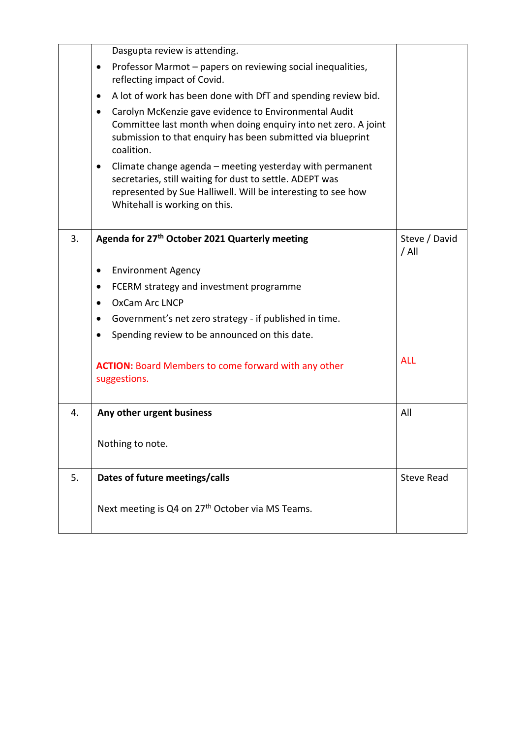| | | |
|---|---|---|
| | Dasgupta review is attending.<br>• Professor Marmot – papers on reviewing social inequalities, reflecting impact of Covid.<br>• A lot of work has been done with DfT and spending review bid.<br>• Carolyn McKenzie gave evidence to Environmental Audit Committee last month when doing enquiry into net zero. A joint submission to that enquiry has been submitted via blueprint coalition.<br>• Climate change agenda – meeting yesterday with permanent secretaries, still waiting for dust to settle. ADEPT was represented by Sue Halliwell. Will be interesting to see how Whitehall is working on this. | |
| 3. | **Agenda for 27th October 2021 Quarterly meeting**<br><br>• Environment Agency<br>• FCERM strategy and investment programme<br>• OxCam Arc LNCP<br>• Government's net zero strategy - if published in time.<br>• Spending review to be announced on this date.<br><br>**ACTION:** Board Members to come forward with any other suggestions. | Steve / David / All<br><br>ALL |
| 4. | **Any other urgent business**<br><br>Nothing to note. | All |
| 5. | **Dates of future meetings/calls**<br><br>Next meeting is Q4 on 27th October via MS Teams. | Steve Read |